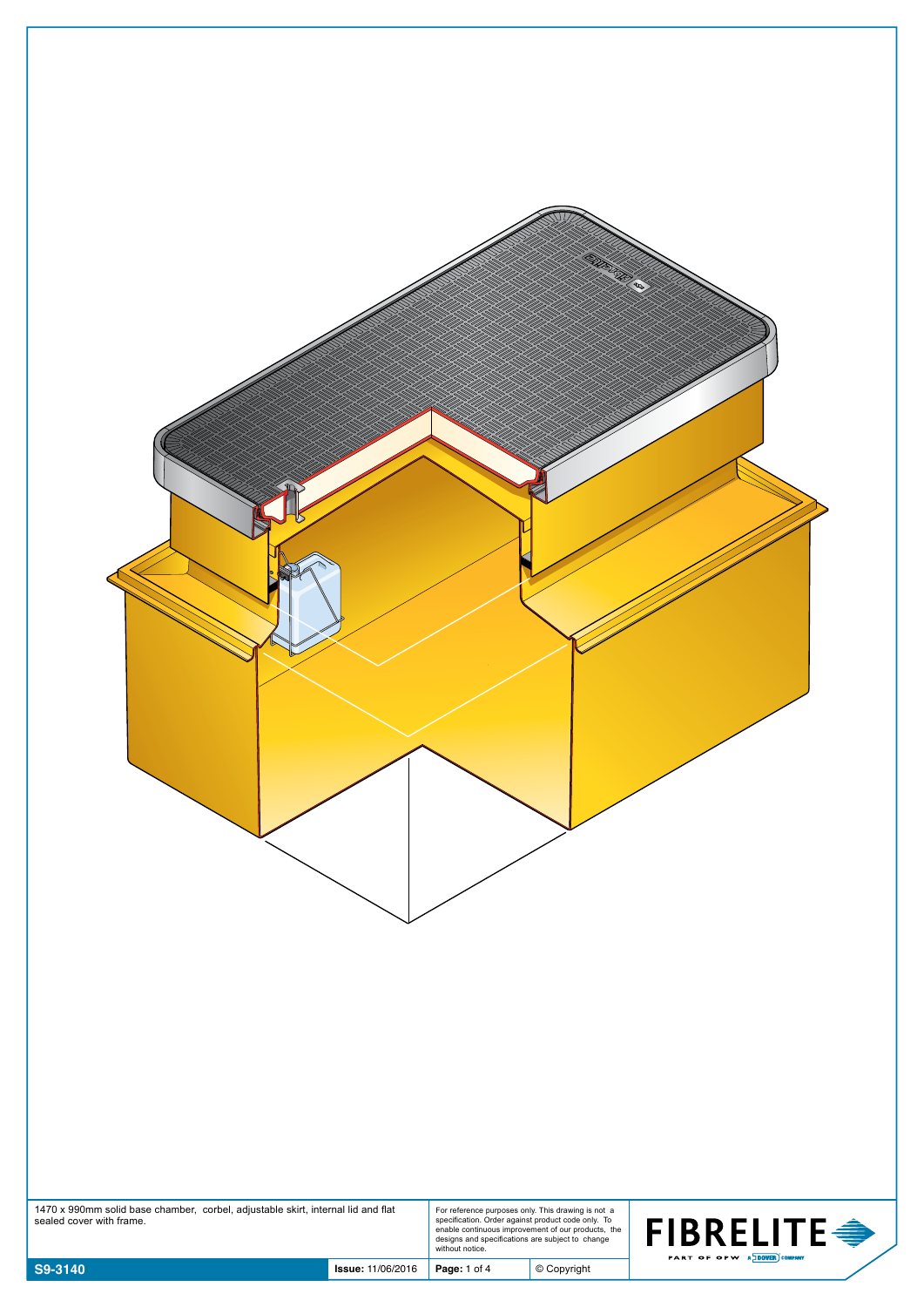1470 x 990mm solid base chamber, corbel, adjustable skirt, internal lid and flat sealed cover with frame.

For reference purposes only. This drawing is not a specification. Order against product code only. To enable continuous improvement of our products, the designs and specifications are subject to change without notice.

| S9-3140 | Issue: 11/06/2016 | © Copyright |
|---|---|---|

FIBRELITE

PART OF OPW A DOVER COMPANY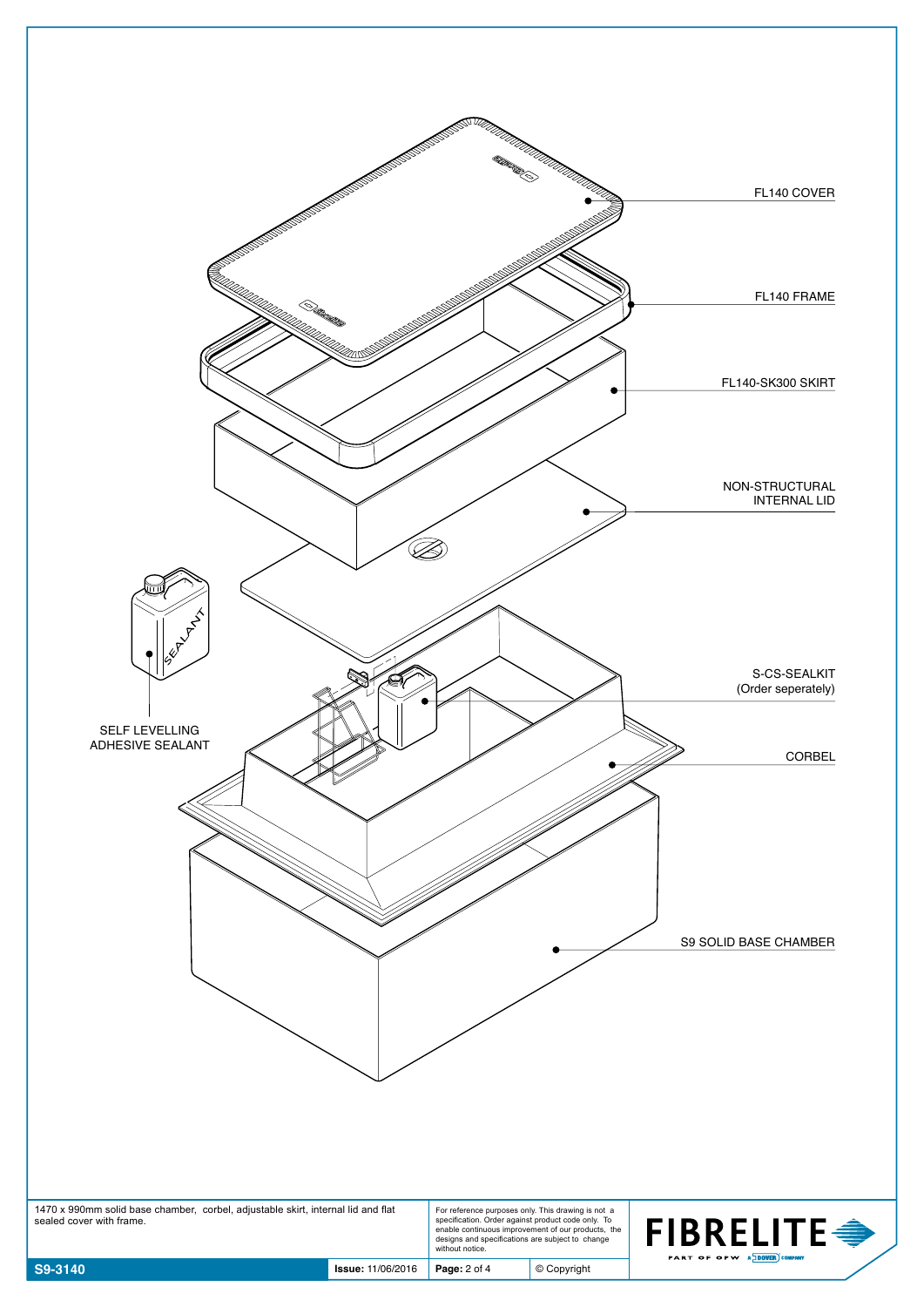FL140 COVER

FL140 FRAME

FL140-SK300 SKIRT

NON-STRUCTURAL INTERNAL LID

S-CS-SEALKIT (Order seperately)

CORBEL

S9 SOLID BASE CHAMBER

SEALANT

SELF LEVELLING ADHESIVE SEALANT

1470 x 990mm solid base chamber, corbel, adjustable skirt, internal lid and flat sealed cover with frame.

For reference purposes only. This drawing is not a specification. Order against product code only. To enable continuous improvement of our products, the designs and specifications are subject to change without notice.

FIBRELITE PART OF OPW A DOVER COMPANY

| S9-3140 | **Issue:** 11/06/2016 | **Page:** 2 of 4 | © Copyright |
|---|---|---|---|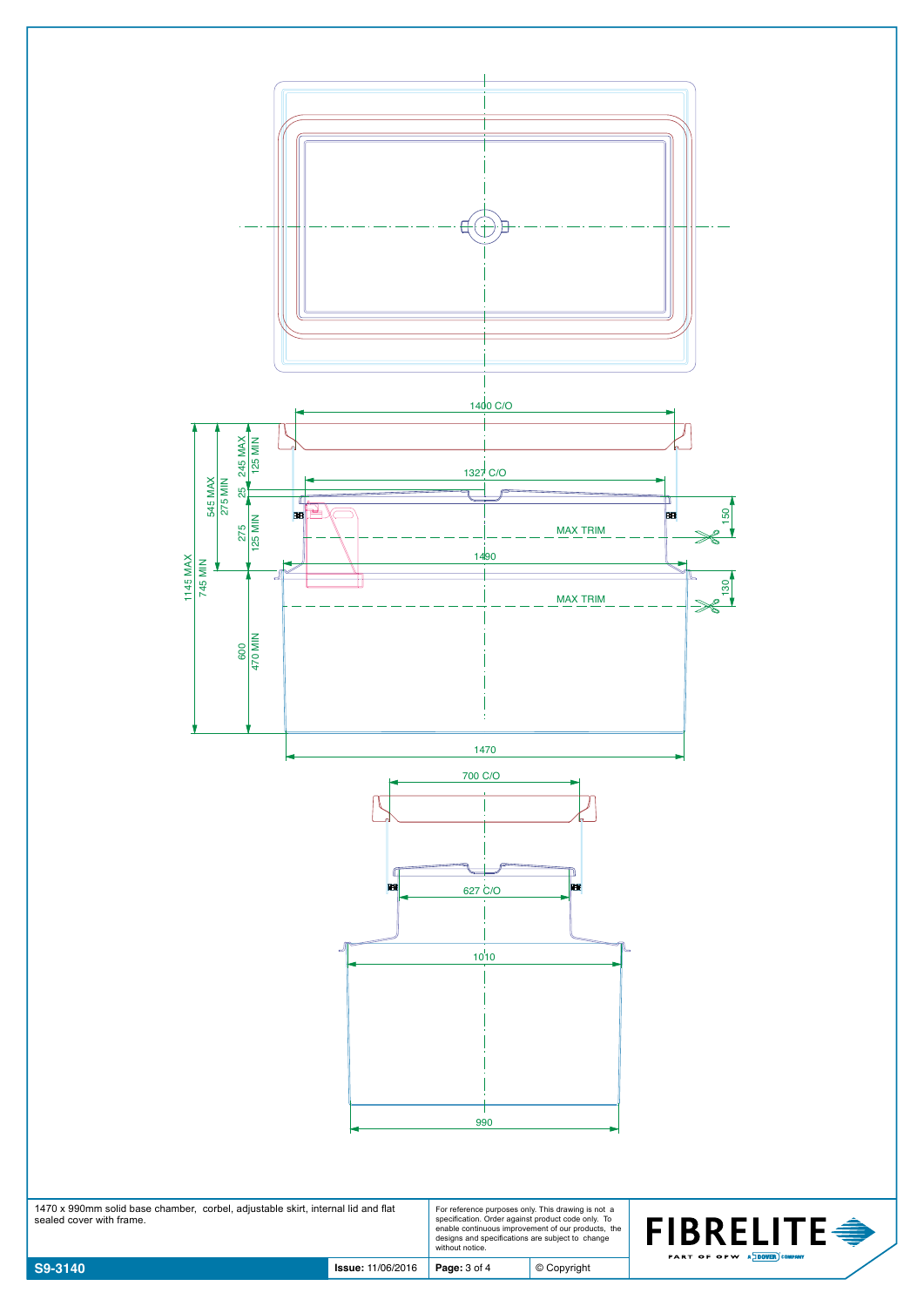1400 C/O

1327 C/O

1490

1470

700 C/O

627 C/O

1010

990

245 MAX
125 MIN

25

275
125 MIN

545 MAX
275 MIN

1145 MAX
745 MIN

600
470 MIN

150

130

MAX TRIM

MAX TRIM

1470 x 990mm solid base chamber, corbel, adjustable skirt, internal lid and flat sealed cover with frame.

For reference purposes only. This drawing is not a specification. Order against product code only. To enable continuous improvement of our products, the designs and specifications are subject to change without notice.

FIBRELITE
PART OF OPW A DOVER COMPANY

| S9-3140 | **Issue:** 11/06/2016 | **Page:** 3 of 4 | © Copyright |
|---|---|---|---|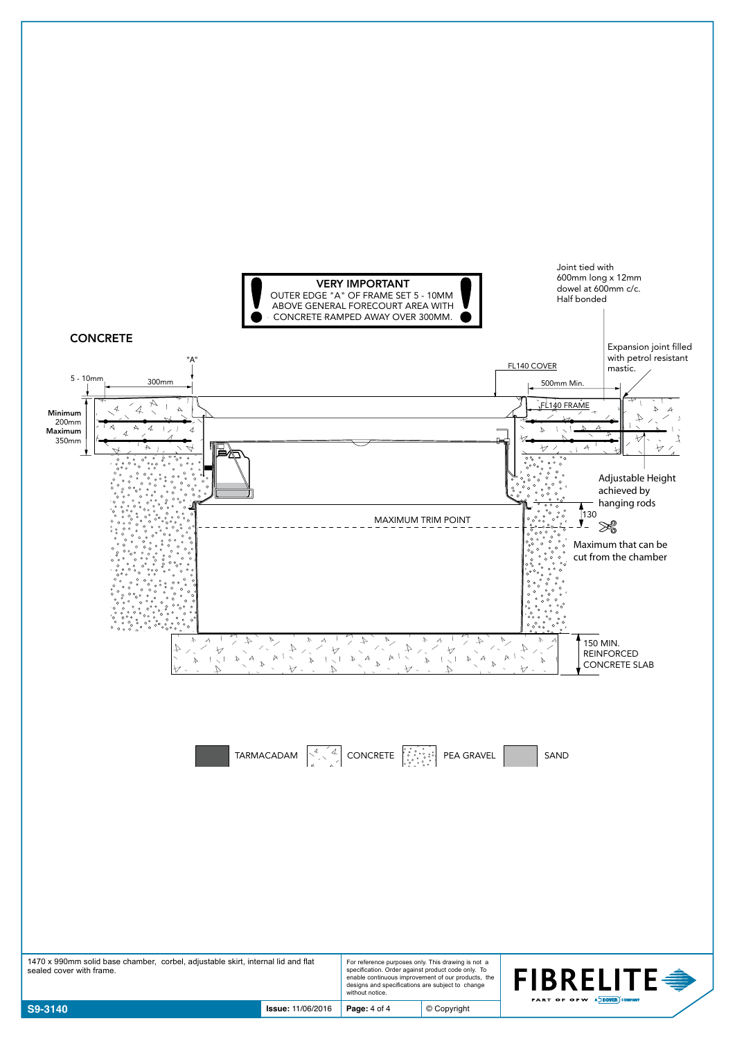**VERY IMPORTANT**
OUTER EDGE "A" OF FRAME SET 5 - 10MM ABOVE GENERAL FORECOURT AREA WITH CONCRETE RAMPED AWAY OVER 300MM.

## CONCRETE

"A"

5 - 10mm

300mm

Minimum 200mm
Maximum 350mm

Joint tied with 600mm long x 12mm dowel at 600mm c/c. Half bonded

Expansion joint filled with petrol resistant mastic.

FL140 COVER

500mm Min.

FL140 FRAME

Adjustable Height achieved by hanging rods

130

MAXIMUM TRIM POINT

Maximum that can be cut from the chamber

150 MIN. REINFORCED CONCRETE SLAB

TARMACADAM | CONCRETE | PEA GRAVEL | SAND

1470 x 990mm solid base chamber, corbel, adjustable skirt, internal lid and flat sealed cover with frame.

For reference purposes only. This drawing is not a specification. Order against product code only. To enable continuous improvement of our products, the designs and specifications are subject to change without notice.

FIBRELITE — PART OF OPW A DOVER COMPANY

S9-3140 | **Issue:** 11/06/2016 | © Copyright